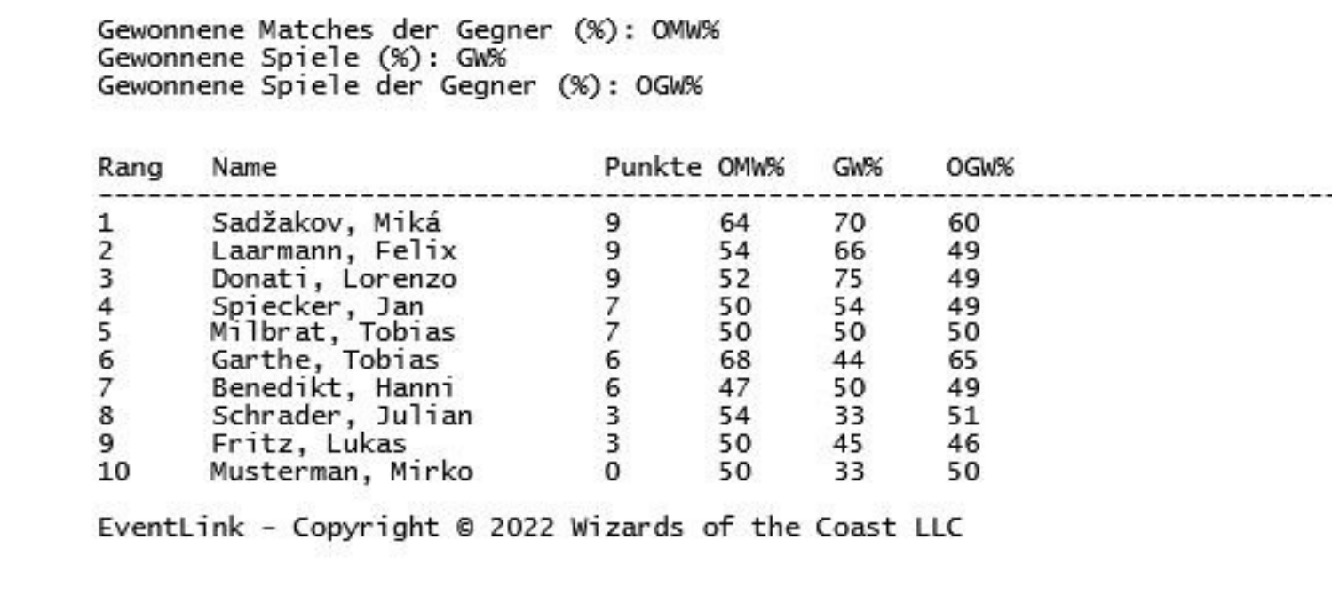Gewonnene Matches der Gegner (%): OMW%
Gewonnene Spiele (%): GW%
Gewonnene Spiele der Gegner (%): OGW%

| Rang | Name | Punkte | OMW% | GW% | OGW% |
|---|---|---|---|---|---|
| 1 | Sadžakov, Miká | 9 | 64 | 70 | 60 |
| 2 | Laarmann, Felix | 9 | 54 | 66 | 49 |
| 3 | Donati, Lorenzo | 9 | 52 | 75 | 49 |
| 4 | Spiecker, Jan | 7 | 50 | 54 | 49 |
| 5 | Milbrat, Tobias | 7 | 50 | 50 | 50 |
| 6 | Garthe, Tobias | 6 | 68 | 44 | 65 |
| 7 | Benedikt, Hanni | 6 | 47 | 50 | 49 |
| 8 | Schrader, Julian | 3 | 54 | 33 | 51 |
| 9 | Fritz, Lukas | 3 | 50 | 45 | 46 |
| 10 | Musterman, Mirko | 0 | 50 | 33 | 50 |

EventLink - Copyright © 2022 Wizards of the Coast LLC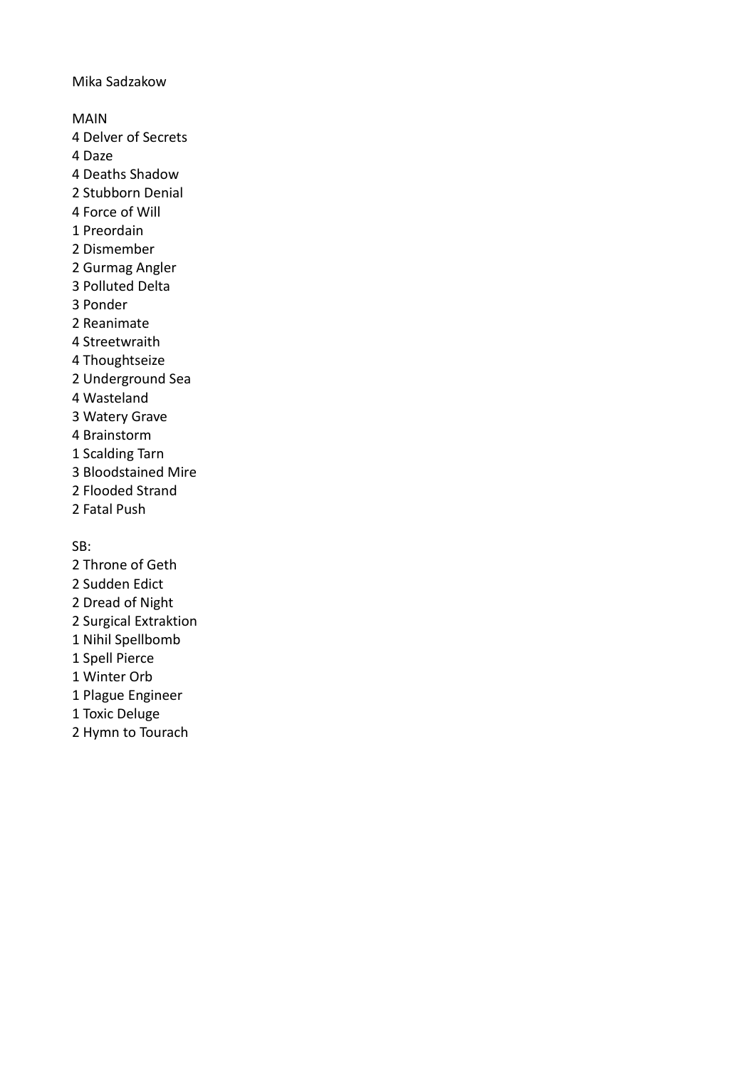Mika Sadzakow

MAIN

4 Delver of Secrets
4 Daze
4 Deaths Shadow
2 Stubborn Denial
4 Force of Will
1 Preordain
2 Dismember
2 Gurmag Angler
3 Polluted Delta
3 Ponder
2 Reanimate
4 Streetwraith
4 Thoughtseize
2 Underground Sea
4 Wasteland
3 Watery Grave
4 Brainstorm
1 Scalding Tarn
3 Bloodstained Mire
2 Flooded Strand
2 Fatal Push

SB:

2 Throne of Geth
2 Sudden Edict
2 Dread of Night
2 Surgical Extraktion
1 Nihil Spellbomb
1 Spell Pierce
1 Winter Orb
1 Plague Engineer
1 Toxic Deluge
2 Hymn to Tourach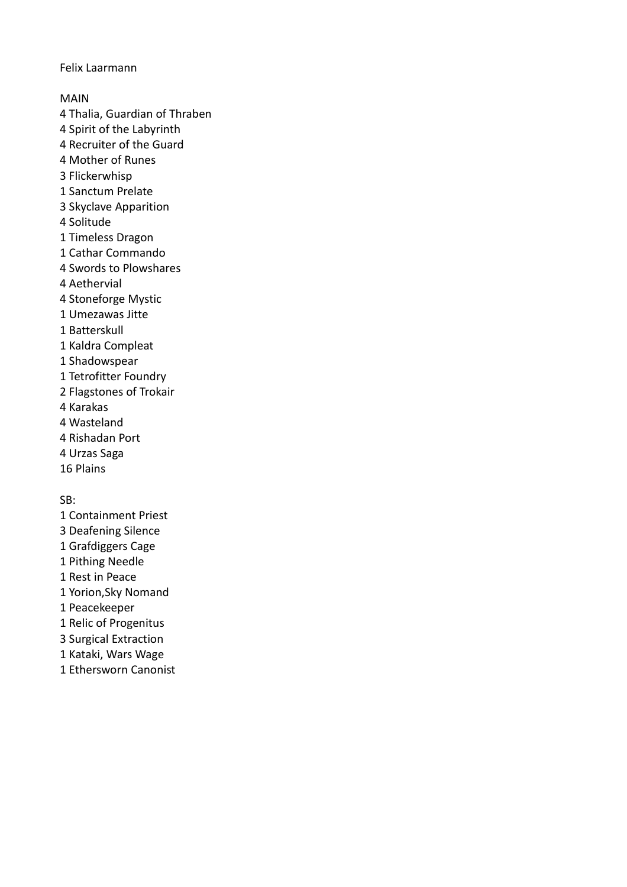Felix Laarmann

MAIN

4 Thalia, Guardian of Thraben
4 Spirit of the Labyrinth
4 Recruiter of the Guard
4 Mother of Runes
3 Flickerwhisp
1 Sanctum Prelate
3 Skyclave Apparition
4 Solitude
1 Timeless Dragon
1 Cathar Commando
4 Swords to Plowshares
4 Aethervial
4 Stoneforge Mystic
1 Umezawas Jitte
1 Batterskull
1 Kaldra Compleat
1 Shadowspear
1 Tetrofitter Foundry
2 Flagstones of Trokair
4 Karakas
4 Wasteland
4 Rishadan Port
4 Urzas Saga
16 Plains

SB:

1 Containment Priest
3 Deafening Silence
1 Grafdiggers Cage
1 Pithing Needle
1 Rest in Peace
1 Yorion,Sky Nomand
1 Peacekeeper
1 Relic of Progenitus
3 Surgical Extraction
1 Kataki, Wars Wage
1 Ethersworn Canonist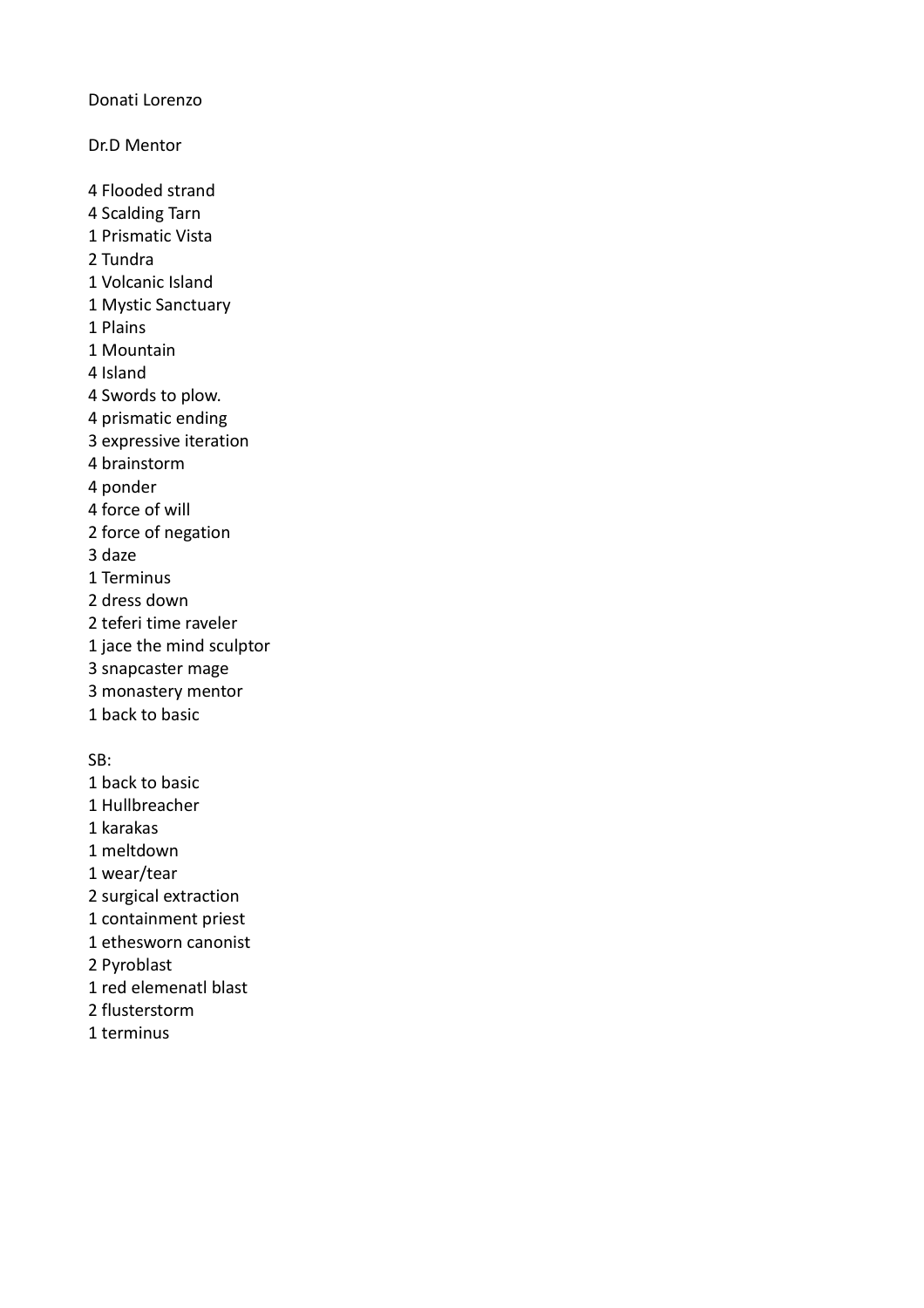Donati Lorenzo

Dr.D Mentor

4 Flooded strand
4 Scalding Tarn
1 Prismatic Vista
2 Tundra
1 Volcanic Island
1 Mystic Sanctuary
1 Plains
1 Mountain
4 Island
4 Swords to plow.
4 prismatic ending
3 expressive iteration
4 brainstorm
4 ponder
4 force of will
2 force of negation
3 daze
1 Terminus
2 dress down
2 teferi time raveler
1 jace the mind sculptor
3 snapcaster mage
3 monastery mentor
1 back to basic

SB:
1 back to basic
1 Hullbreacher
1 karakas
1 meltdown
1 wear/tear
2 surgical extraction
1 containment priest
1 ethesworn canonist
2 Pyroblast
1 red elemenatl blast
2 flusterstorm
1 terminus